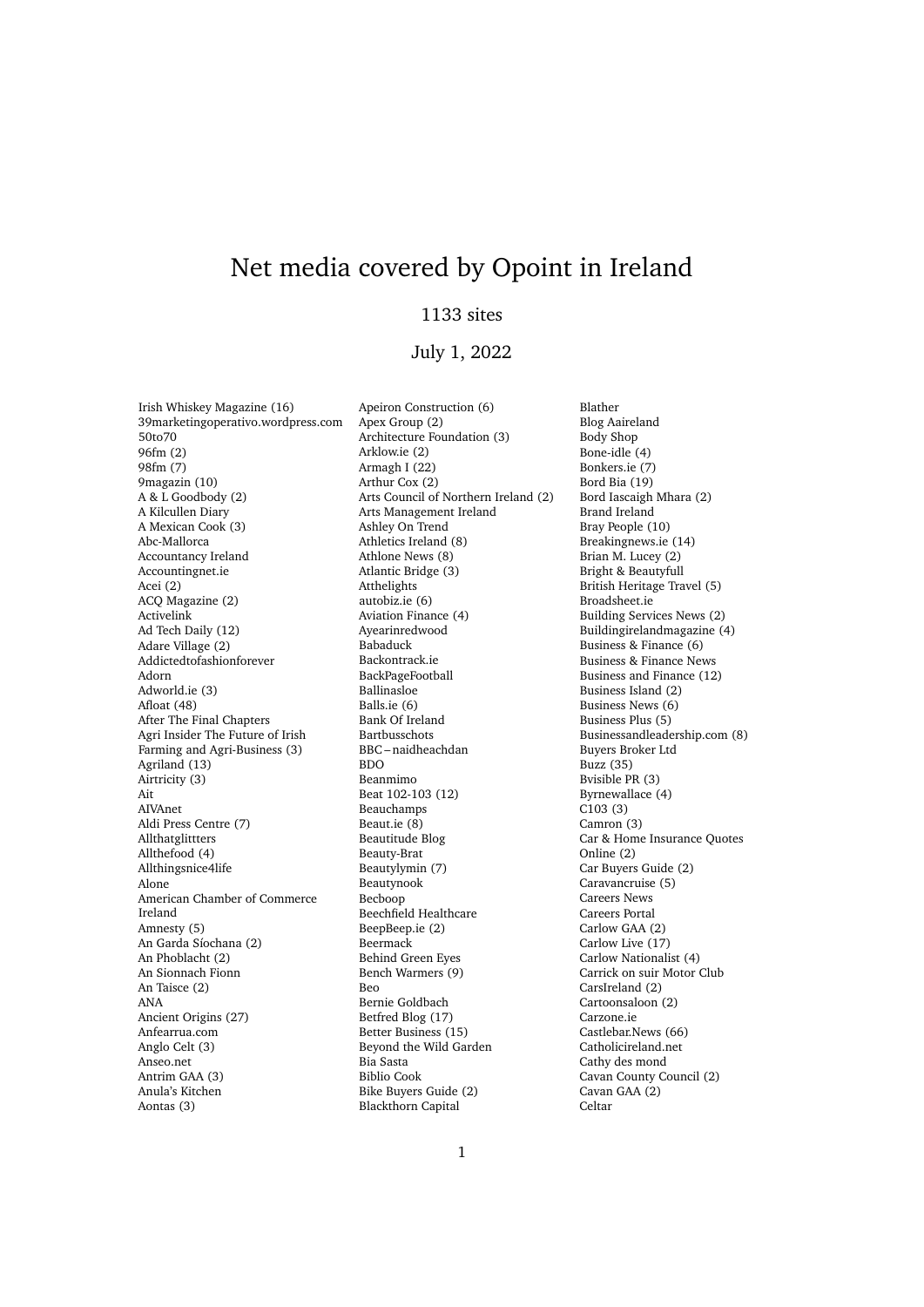# Net media covered by Opoint in Ireland

1133 sites

July 1, 2022

Irish Whiskey Magazine (16)
39marketingoperativo.wordpress.com
50to70
96fm (2)
98fm (7)
9magazin (10)
A & L Goodbody (2)
A Kilcullen Diary
A Mexican Cook (3)
Abc-Mallorca
Accountancy Ireland
Accountingnet.ie
Acei (2)
ACQ Magazine (2)
Activelink
Ad Tech Daily (12)
Adare Village (2)
Addictedtofashionforever
Adorn
Adworld.ie (3)
Afloat (48)
After The Final Chapters
Agri Insider The Future of Irish Farming and Agri-Business (3)
Agriland (13)
Airtricity (3)
Ait
AIVAnet
Aldi Press Centre (7)
Allthatglittters
Allthefood (4)
Allthingsnice4life
Alone
American Chamber of Commerce Ireland
Amnesty (5)
An Garda Síochana (2)
An Phoblacht (2)
An Sionnach Fionn
An Taisce (2)
ANA
Ancient Origins (27)
Anfearrua.com
Anglo Celt (3)
Anseo.net
Antrim GAA (3)
Anula's Kitchen
Aontas (3)
Apeiron Construction (6)
Apex Group (2)
Architecture Foundation (3)
Arklow.ie (2)
Armagh I (22)
Arthur Cox (2)
Arts Council of Northern Ireland (2)
Arts Management Ireland
Ashley On Trend
Athletics Ireland (8)
Athlone News (8)
Atlantic Bridge (3)
Atthelights
autobiz.ie (6)
Aviation Finance (4)
Ayearinredwood
Babaduck
Backontrack.ie
BackPageFootball
Ballinasloe
Balls.ie (6)
Bank Of Ireland
Bartbusschots
BBC – naidheachdan
BDO
Beanmimo
Beat 102-103 (12)
Beauchamps
Beaut.ie (8)
Beautitude Blog
Beauty-Brat
Beautylymin (7)
Beautynook
Becboop
Beechfield Healthcare
BeepBeep.ie (2)
Beermack
Behind Green Eyes
Bench Warmers (9)
Beo
Bernie Goldbach
Betfred Blog (17)
Better Business (15)
Beyond the Wild Garden
Bia Sasta
Biblio Cook
Bike Buyers Guide (2)
Blackthorn Capital
Blather
Blog Aaireland
Body Shop
Bone-idle (4)
Bonkers.ie (7)
Bord Bia (19)
Bord Iascaigh Mhara (2)
Brand Ireland
Bray People (10)
Breakingnews.ie (14)
Brian M. Lucey (2)
Bright & Beautyfull
British Heritage Travel (5)
Broadsheet.ie
Building Services News (2)
Buildingirelandmagazine (4)
Business & Finance (6)
Business & Finance News
Business and Finance (12)
Business Island (2)
Business News (6)
Business Plus (5)
Businessandleadership.com (8)
Buyers Broker Ltd
Buzz (35)
Bvisible PR (3)
Byrnewallace (4)
C103 (3)
Camron (3)
Car & Home Insurance Quotes Online (2)
Car Buyers Guide (2)
Caravancruise (5)
Careers News
Careers Portal
Carlow GAA (2)
Carlow Live (17)
Carlow Nationalist (4)
Carrick on suir Motor Club
CarsIreland (2)
Cartoonsaloon (2)
Carzone.ie
Castlebar.News (66)
Catholicireland.net
Cathy des mond
Cavan County Council (2)
Cavan GAA (2)
Celtar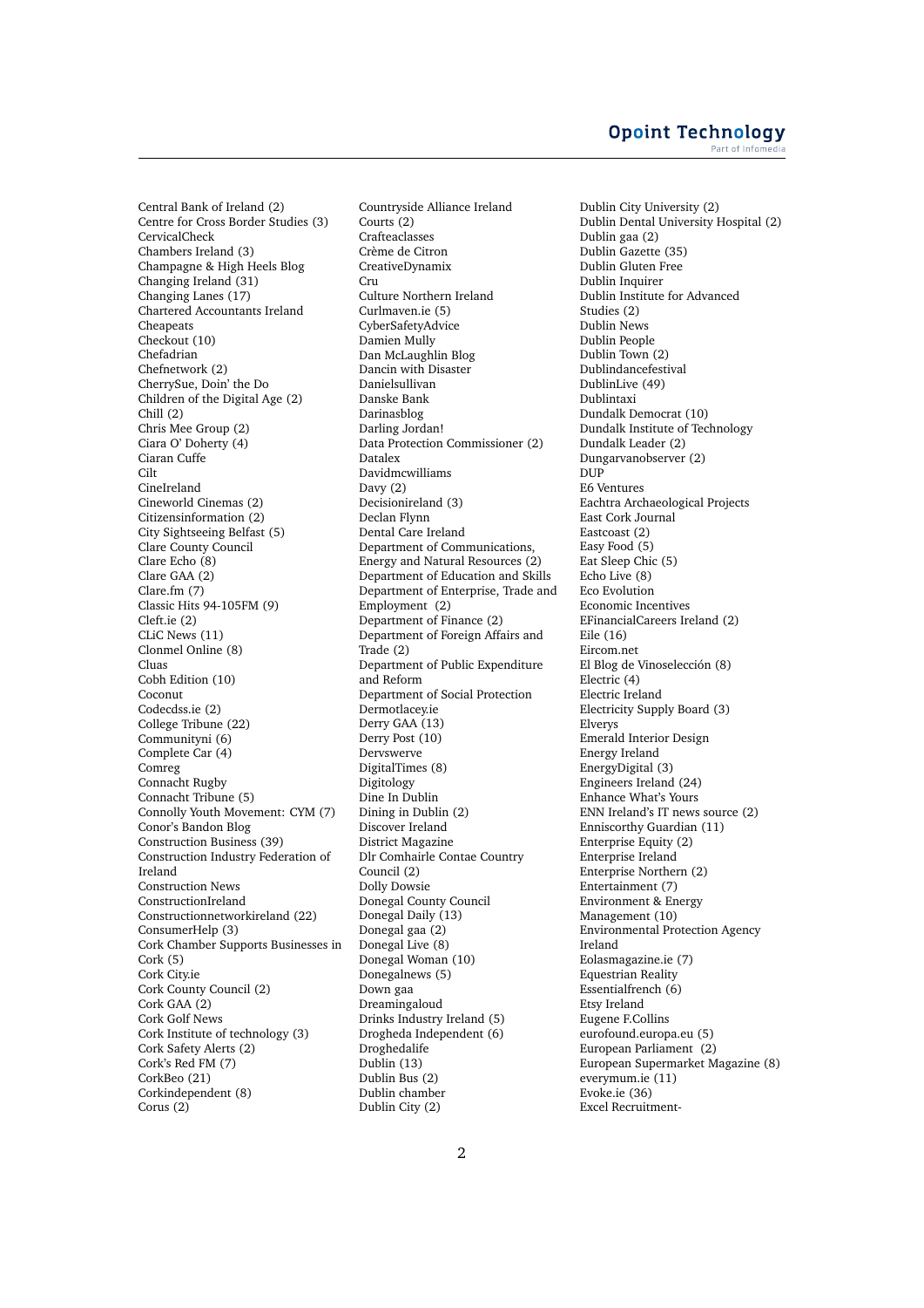Central Bank of Ireland (2)
Centre for Cross Border Studies (3)
CervicalCheck
Chambers Ireland (3)
Champagne & High Heels Blog
Changing Ireland (31)
Changing Lanes (17)
Chartered Accountants Ireland
Cheapeats
Checkout (10)
Chefadrian
Chefnetwork (2)
CherrySue, Doin' the Do
Children of the Digital Age (2)
Chill (2)
Chris Mee Group (2)
Ciara O' Doherty (4)
Ciaran Cuffe
Cilt
CineIreland
Cineworld Cinemas (2)
Citizensinformation (2)
City Sightseeing Belfast (5)
Clare County Council
Clare Echo (8)
Clare GAA (2)
Clare.fm (7)
Classic Hits 94-105FM (9)
Cleft.ie (2)
CLiC News (11)
Clonmel Online (8)
Cluas
Cobh Edition (10)
Coconut
Codecdss.ie (2)
College Tribune (22)
Communityni (6)
Complete Car (4)
Comreg
Connacht Rugby
Connacht Tribune (5)
Connolly Youth Movement: CYM (7)
Conor's Bandon Blog
Construction Business (39)
Construction Industry Federation of Ireland
Construction News
ConstructionIreland
Constructionnetworkireland (22)
ConsumerHelp (3)
Cork Chamber Supports Businesses in Cork (5)
Cork City.ie
Cork County Council (2)
Cork GAA (2)
Cork Golf News
Cork Institute of technology (3)
Cork Safety Alerts (2)
Cork's Red FM (7)
CorkBeo (21)
Corkindependent (8)
Corus (2)
Countryside Alliance Ireland
Courts (2)
Crafteaclasses
Crème de Citron
CreativeDynamix
Cru
Culture Northern Ireland
Curlmaven.ie (5)
CyberSafetyAdvice
Damien Mully
Dan McLaughlin Blog
Dancin with Disaster
Danielsullivan
Danske Bank
Darinasblog
Darling Jordan!
Data Protection Commissioner (2)
Datalex
Davidmcwilliams
Davy (2)
Decisionireland (3)
Declan Flynn
Dental Care Ireland
Department of Communications, Energy and Natural Resources (2)
Department of Education and Skills
Department of Enterprise, Trade and Employment (2)
Department of Finance (2)
Department of Foreign Affairs and Trade (2)
Department of Public Expenditure and Reform
Department of Social Protection
Dermotlacey.ie
Derry GAA (13)
Derry Post (10)
Dervswerve
DigitalTimes (8)
Digitology
Dine In Dublin
Dining in Dublin (2)
Discover Ireland
District Magazine
Dlr Comhairle Contae Country Council (2)
Dolly Dowsie
Donegal County Council
Donegal Daily (13)
Donegal gaa (2)
Donegal Live (8)
Donegal Woman (10)
Donegalnews (5)
Down gaa
Dreamingaloud
Drinks Industry Ireland (5)
Drogheda Independent (6)
Droghedalife
Dublin (13)
Dublin Bus (2)
Dublin chamber
Dublin City (2)
Dublin City University (2)
Dublin Dental University Hospital (2)
Dublin gaa (2)
Dublin Gazette (35)
Dublin Gluten Free
Dublin Inquirer
Dublin Institute for Advanced Studies (2)
Dublin News
Dublin People
Dublin Town (2)
Dublindancefestival
DublinLive (49)
Dublintaxi
Dundalk Democrat (10)
Dundalk Institute of Technology
Dundalk Leader (2)
Dungarvanobserver (2)
DUP
E6 Ventures
Eachtra Archaeological Projects
East Cork Journal
Eastcoast (2)
Easy Food (5)
Eat Sleep Chic (5)
Echo Live (8)
Eco Evolution
Economic Incentives
EFinancialCareers Ireland (2)
Eile (16)
Eircom.net
El Blog de Vinoselección (8)
Electric (4)
Electric Ireland
Electricity Supply Board (3)
Elverys
Emerald Interior Design
Energy Ireland
EnergyDigital (3)
Engineers Ireland (24)
Enhance What's Yours
ENN Ireland's IT news source (2)
Enniscorthy Guardian (11)
Enterprise Equity (2)
Enterprise Ireland
Enterprise Northern (2)
Entertainment (7)
Environment & Energy Management (10)
Environmental Protection Agency Ireland
Eolasmagazine.ie (7)
Equestrian Reality
Essentialfrench (6)
Etsy Ireland
Eugene F.Collins
eurofound.europa.eu (5)
European Parliament (2)
European Supermarket Magazine (8)
everymum.ie (11)
Evoke.ie (36)
Excel Recruitment-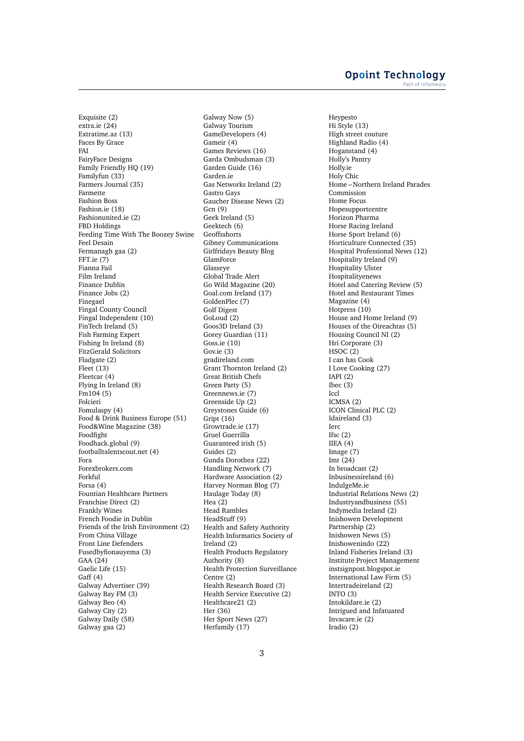Exquisite (2)
extra.ie (24)
Extratime.az (13)
Faces By Grace
FAI
FairyFace Designs
Family Friendly HQ (19)
Familyfun (33)
Farmers Journal (35)
Farmette
Fashion Boss
Fashion.ie (18)
Fashionunited.ie (2)
FBD Holdings
Feeding Time With The Boozey Swine
Feel Desain
Fermanagh gaa (2)
FFT.ie (7)
Fianna Fail
Film Ireland
Finance Dublin
Finance Jobs (2)
Finegael
Fingal County Council
Fingal Independent (10)
FinTech Ireland (5)
Fish Farming Expert
Fishing In Ireland (8)
FitzGerald Solicitors
Fladgate (2)
Fleet (13)
Fleetcar (4)
Flying In Ireland (8)
Fm104 (5)
Folcieri
Fomulaspy (4)
Food & Drink Business Europe (51)
Food&Wine Magazine (38)
Foodfight
Foodhack.global (9)
footballtalentscout.net (4)
Fora
Forexbrokers.com
Forkful
Forsa (4)
Fountian Healthcare Partners
Franchise Direct (2)
Frankly Wines
French Foodie in Dublin
Friends of the Irish Environment (2)
From China Village
Front Line Defenders
Fusedbyfionauyema (3)
GAA (24)
Gaelic Life (15)
Gaff (4)
Galway Advertiser (39)
Galway Bay FM (3)
Galway Beo (4)
Galway City (2)
Galway Daily (58)
Galway gaa (2)
Galway Now (5)
Galway Tourism
GameDevelopers (4)
Gameir (4)
Games Reviews (16)
Garda Ombudsman (3)
Garden Guide (16)
Garden.ie
Gas Networks Ireland (2)
Gastro Gays
Gaucher Disease News (2)
Gcn (9)
Geek Ireland (5)
Geektech (6)
Geoffsshorts
Gibney Communications
Girlfridays Beauty Blog
GlamForce
Glasseye
Global Trade Alert
Go Wild Magazine (20)
Goal.com Ireland (17)
GoldenPlec (7)
Golf Digest
GoLoud (2)
Goos3D Ireland (3)
Gorey Guardian (11)
Goss.ie (10)
Gov.ie (3)
gradireland.com
Grant Thornton Ireland (2)
Great British Chefs
Green Party (5)
Greennews.ie (7)
Greenside Up (2)
Greystones Guide (6)
Gript (16)
Growtrade.ie (17)
Gruel Guerrilla
Guaranteed irish (5)
Guides (2)
Gunda Dorothea (22)
Handling Network (7)
Hardware Association (2)
Harvey Norman Blog (7)
Haulage Today (8)
Hea (2)
Head Rambles
HeadStuff (9)
Health and Safety Authority
Health Informatics Society of Ireland (2)
Health Products Regulatory Authority (8)
Health Protection Surveillance Centre (2)
Health Research Board (3)
Health Service Executive (2)
Healthcare21 (2)
Her (36)
Her Sport News (27)
Herfamily (17)
Heypesto
Hi Style (13)
High street couture
Highland Radio (4)
Hoganstand (4)
Holly's Pantry
Holly.ie
Holy Chic
Home – Northern Ireland Parades Commission
Home Focus
Hopesupportcentre
Horizon Pharma
Horse Racing Ireland
Horse Sport Ireland (6)
Horticulture Connected (35)
Hospital Professional News (12)
Hospitality Ireland (9)
Hospitality Ulster
Hospitalityenews
Hotel and Catering Review (5)
Hotel and Restaurant Times Magazine (4)
Hotpress (10)
House and Home Ireland (9)
Houses of the Oireachtas (5)
Housing Council NI (2)
Hri Corporate (3)
HSOC (2)
I can has Cook
I Love Cooking (27)
IAPI (2)
Ibec (3)
Iccl
ICMSA (2)
ICON Clinical PLC (2)
Idaireland (3)
Ierc
Ifsc (2)
IIEA (4)
Image (7)
Imt (24)
In broadcast (2)
Inbusinessireland (6)
IndulgeMe.ie
Industrial Relations News (2)
Industryandbusiness (55)
Indymedia Ireland (2)
Inishowen Development Partnership (2)
Inishowen News (5)
Inishowenindo (22)
Inland Fisheries Ireland (3)
Institute Project Management
instsignpost.blogspot.ie
International Law Firm (5)
Intertradeireland (2)
INTO (3)
Intokildare.ie (2)
Intrigued and Infatuated
Invacare.ie (2)
Iradio (2)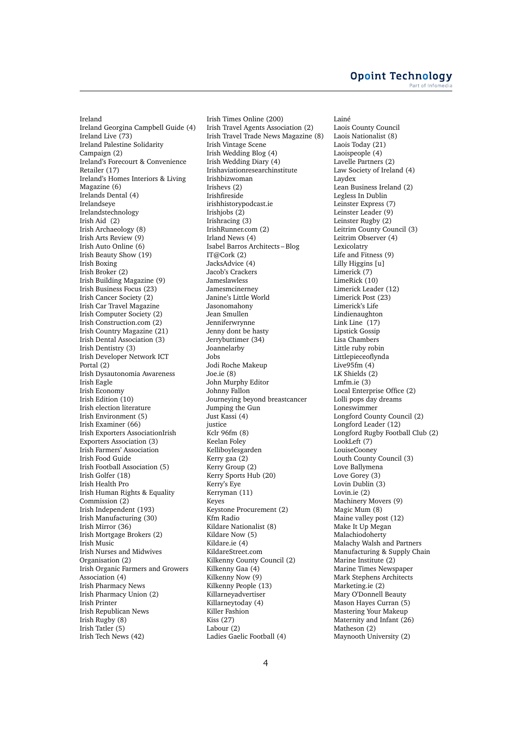Ireland
Ireland Georgina Campbell Guide (4)
Ireland Live (73)
Ireland Palestine Solidarity Campaign (2)
Ireland's Forecourt & Convenience Retailer (17)
Ireland's Homes Interiors & Living Magazine (6)
Irelands Dental (4)
Irelandseye
Irelandstechnology
Irish Aid (2)
Irish Archaeology (8)
Irish Arts Review (9)
Irish Auto Online (6)
Irish Beauty Show (19)
Irish Boxing
Irish Broker (2)
Irish Building Magazine (9)
Irish Business Focus (23)
Irish Cancer Society (2)
Irish Car Travel Magazine
Irish Computer Society (2)
Irish Construction.com (2)
Irish Country Magazine (21)
Irish Dental Association (3)
Irish Dentistry (3)
Irish Developer Network ICT Portal (2)
Irish Dysautonomia Awareness
Irish Eagle
Irish Economy
Irish Edition (10)
Irish election literature
Irish Environment (5)
Irish Examiner (66)
Irish Exporters AssociationIrish Exporters Association (3)
Irish Farmers' Association
Irish Food Guide
Irish Football Association (5)
Irish Golfer (18)
Irish Health Pro
Irish Human Rights & Equality Commission (2)
Irish Independent (193)
Irish Manufacturing (30)
Irish Mirror (36)
Irish Mortgage Brokers (2)
Irish Music
Irish Nurses and Midwives Organisation (2)
Irish Organic Farmers and Growers Association (4)
Irish Pharmacy News
Irish Pharmacy Union (2)
Irish Printer
Irish Republican News
Irish Rugby (8)
Irish Tatler (5)
Irish Tech News (42)
Irish Times Online (200)
Irish Travel Agents Association (2)
Irish Travel Trade News Magazine (8)
Irish Vintage Scene
Irish Wedding Blog (4)
Irish Wedding Diary (4)
Irishaviationresearchinstitute
Irishbizwoman
Irishevs (2)
Irishfireside
irishhistorypodcast.ie
Irishjobs (2)
Irishracing (3)
IrishRunner.com (2)
Irland News (4)
Isabel Barros Architects – Blog
IT@Cork (2)
JacksAdvice (4)
Jacob's Crackers
Jameslawless
Jamesmcinerney
Janine's Little World
Jasonomahony
Jean Smullen
Jenniferwrynne
Jenny dont be hasty
Jerrybuttimer (34)
Joannelarby
Jobs
Jodi Roche Makeup
Joe.ie (8)
John Murphy Editor
Johnny Fallon
Journeying beyond breastcancer
Jumping the Gun
Just Kassi (4)
justice
Kclr 96fm (8)
Keelan Foley
Kelliboylesgarden
Kerry gaa (2)
Kerry Group (2)
Kerry Sports Hub (20)
Kerry's Eye
Kerryman (11)
Keyes
Keystone Procurement (2)
Kfm Radio
Kildare Nationalist (8)
Kildare Now (5)
Kildare.ie (4)
KildareStreet.com
Kilkenny County Council (2)
Kilkenny Gaa (4)
Kilkenny Now (9)
Kilkenny People (13)
Killarneyadvertiser
Killarneytoday (4)
Killer Fashion
Kiss (27)
Labour (2)
Ladies Gaelic Football (4)
Lainé
Laois County Council
Laois Nationalist (8)
Laois Today (21)
Laoispeople (4)
Lavelle Partners (2)
Law Society of Ireland (4)
Laydex
Lean Business Ireland (2)
Legless In Dublin
Leinster Express (7)
Leinster Leader (9)
Leinster Rugby (2)
Leitrim County Council (3)
Leitrim Observer (4)
Lexicolatry
Life and Fitness (9)
Lilly Higgins [u]
Limerick (7)
LimeRick (10)
Limerick Leader (12)
Limerick Post (23)
Limerick's Life
Lindienaughton
Link Line (17)
Lipstick Gossip
Lisa Chambers
Little ruby robin
Littlepieceoflynda
Live95fm (4)
LK Shields (2)
Lmfm.ie (3)
Local Enterprise Office (2)
Lolli pops day dreams
Loneswimmer
Longford County Council (2)
Longford Leader (12)
Longford Rugby Football Club (2)
LookLeft (7)
LouiseCooney
Louth County Council (3)
Love Ballymena
Love Gorey (3)
Lovin Dublin (3)
Lovin.ie (2)
Machinery Movers (9)
Magic Mum (8)
Maine valley post (12)
Make It Up Megan
Malachiodoherty
Malachy Walsh and Partners
Manufacturing & Supply Chain
Marine Institute (2)
Marine Times Newspaper
Mark Stephens Architects
Marketing.ie (2)
Mary O'Donnell Beauty
Mason Hayes Curran (5)
Mastering Your Makeup
Maternity and Infant (26)
Matheson (2)
Maynooth University (2)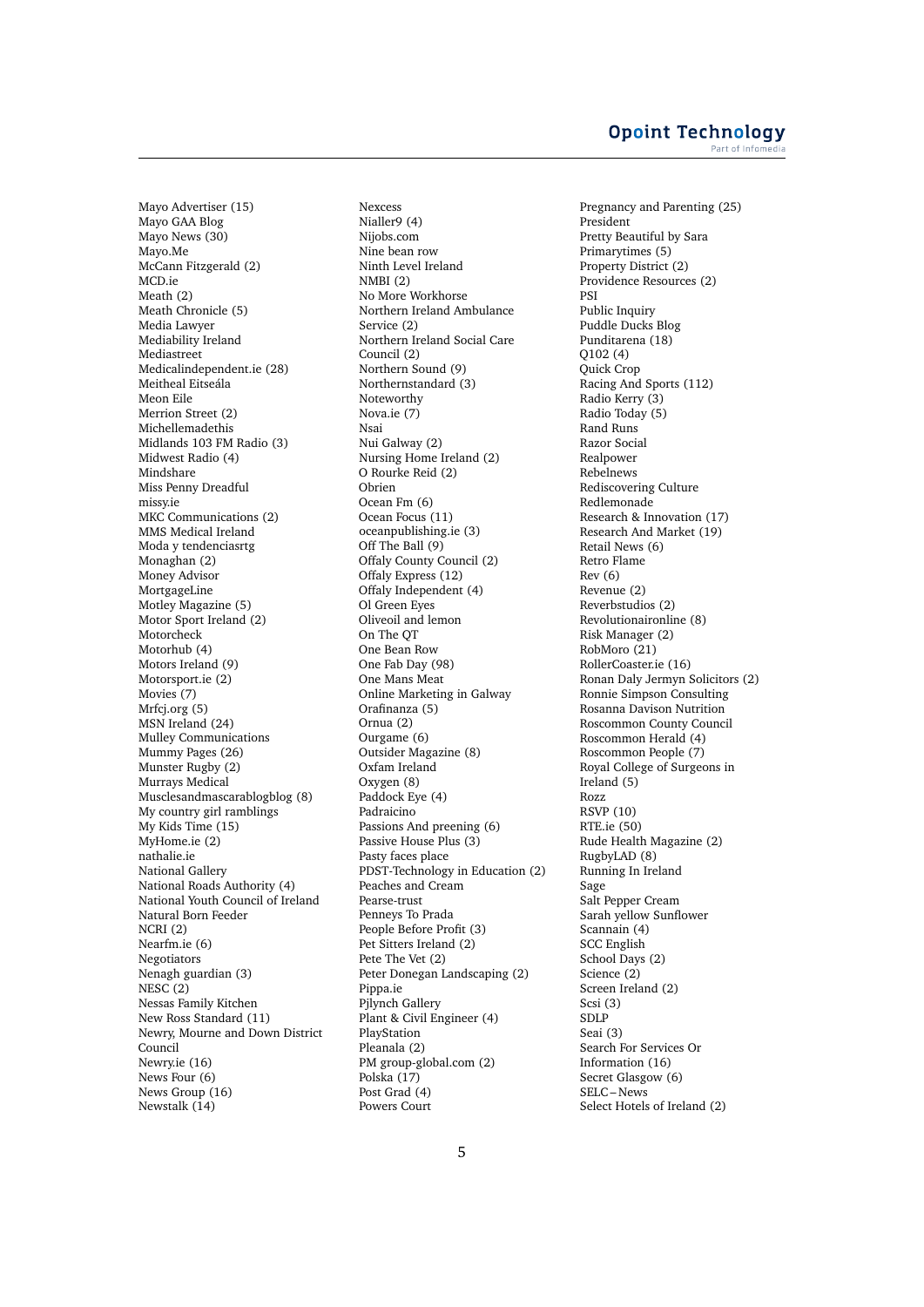Mayo Advertiser (15)
Mayo GAA Blog
Mayo News (30)
Mayo.Me
McCann Fitzgerald (2)
MCD.ie
Meath (2)
Meath Chronicle (5)
Media Lawyer
Mediability Ireland
Mediastreet
Medicalindependent.ie (28)
Meitheal Eitseála
Meon Eile
Merrion Street (2)
Michellemadethis
Midlands 103 FM Radio (3)
Midwest Radio (4)
Mindshare
Miss Penny Dreadful
missy.ie
MKC Communications (2)
MMS Medical Ireland
Moda y tendenciasrtg
Monaghan (2)
Money Advisor
MortgageLine
Motley Magazine (5)
Motor Sport Ireland (2)
Motorcheck
Motorhub (4)
Motors Ireland (9)
Motorsport.ie (2)
Movies (7)
Mrfcj.org (5)
MSN Ireland (24)
Mulley Communications
Mummy Pages (26)
Munster Rugby (2)
Murrays Medical
Musclesandmascarablogblog (8)
My country girl ramblings
My Kids Time (15)
MyHome.ie (2)
nathalie.ie
National Gallery
National Roads Authority (4)
National Youth Council of Ireland
Natural Born Feeder
NCRI (2)
Nearfm.ie (6)
Negotiators
Nenagh guardian (3)
NESC (2)
Nessas Family Kitchen
New Ross Standard (11)
Newry, Mourne and Down District Council
Newry.ie (16)
News Four (6)
News Group (16)
Newstalk (14)
Nexcess
Nialler9 (4)
Nijobs.com
Nine bean row
Ninth Level Ireland
NMBI (2)
No More Workhorse
Northern Ireland Ambulance Service (2)
Northern Ireland Social Care Council (2)
Northern Sound (9)
Northernstandard (3)
Noteworthy
Nova.ie (7)
Nsai
Nui Galway (2)
Nursing Home Ireland (2)
O Rourke Reid (2)
Obrien
Ocean Fm (6)
Ocean Focus (11)
oceanpublishing.ie (3)
Off The Ball (9)
Offaly County Council (2)
Offaly Express (12)
Offaly Independent (4)
Ol Green Eyes
Oliveoil and lemon
On The QT
One Bean Row
One Fab Day (98)
One Mans Meat
Online Marketing in Galway
Orafinanza (5)
Ornua (2)
Ourgame (6)
Outsider Magazine (8)
Oxfam Ireland
Oxygen (8)
Paddock Eye (4)
Padraicino
Passions And preening (6)
Passive House Plus (3)
Pasty faces place
PDST-Technology in Education (2)
Peaches and Cream
Pearse-trust
Penneys To Prada
People Before Profit (3)
Pet Sitters Ireland (2)
Pete The Vet (2)
Peter Donegan Landscaping (2)
Pippa.ie
Pjlynch Gallery
Plant & Civil Engineer (4)
PlayStation
Pleanala (2)
PM group-global.com (2)
Polska (17)
Post Grad (4)
Powers Court
Pregnancy and Parenting (25)
President
Pretty Beautiful by Sara
Primarytimes (5)
Property District (2)
Providence Resources (2)
PSI
Public Inquiry
Puddle Ducks Blog
Punditarena (18)
Q102 (4)
Quick Crop
Racing And Sports (112)
Radio Kerry (3)
Radio Today (5)
Rand Runs
Razor Social
Realpower
Rebelnews
Rediscovering Culture
Redlemonade
Research & Innovation (17)
Research And Market (19)
Retail News (6)
Retro Flame
Rev (6)
Revenue (2)
Reverbstudios (2)
Revolutionaironline (8)
Risk Manager (2)
RobMoro (21)
RollerCoaster.ie (16)
Ronan Daly Jermyn Solicitors (2)
Ronnie Simpson Consulting
Rosanna Davison Nutrition
Roscommon County Council
Roscommon Herald (4)
Roscommon People (7)
Royal College of Surgeons in Ireland (5)
Rozz
RSVP (10)
RTE.ie (50)
Rude Health Magazine (2)
RugbyLAD (8)
Running In Ireland
Sage
Salt Pepper Cream
Sarah yellow Sunflower
Scannain (4)
SCC English
School Days (2)
Science (2)
Screen Ireland (2)
Scsi (3)
SDLP
Seai (3)
Search For Services Or Information (16)
Secret Glasgow (6)
SELC – News
Select Hotels of Ireland (2)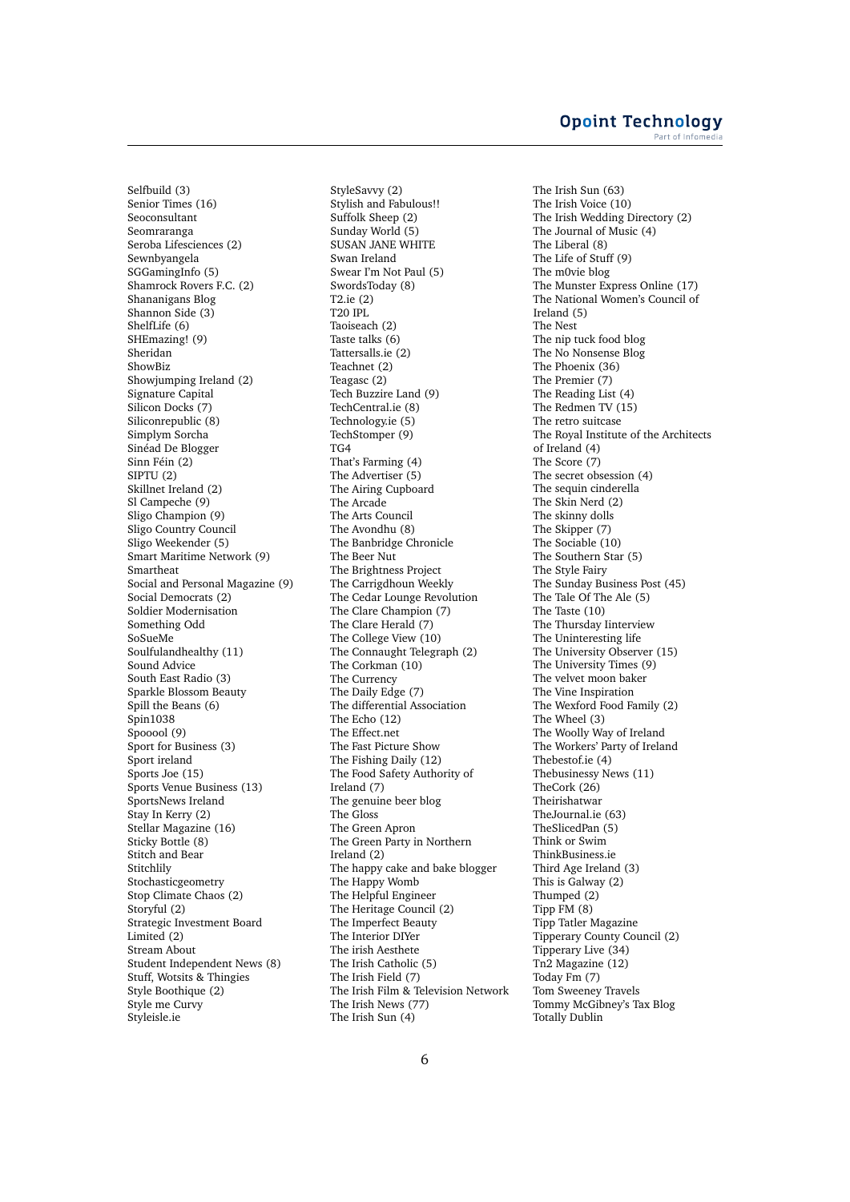Selfbuild (3)
Senior Times (16)
Seoconsultant
Seomraranga
Seroba Lifesciences (2)
Sewnbyangela
SGGamingInfo (5)
Shamrock Rovers F.C. (2)
Shananigans Blog
Shannon Side (3)
ShelfLife (6)
SHEmazing! (9)
Sheridan
ShowBiz
Showjumping Ireland (2)
Signature Capital
Silicon Docks (7)
Siliconrepublic (8)
Simplym Sorcha
Sinéad De Blogger
Sinn Féin (2)
SIPTU (2)
Skillnet Ireland (2)
Sl Campeche (9)
Sligo Champion (9)
Sligo Country Council
Sligo Weekender (5)
Smart Maritime Network (9)
Smartheat
Social and Personal Magazine (9)
Social Democrats (2)
Soldier Modernisation
Something Odd
SoSueMe
Soulfulandhealthy (11)
Sound Advice
South East Radio (3)
Sparkle Blossom Beauty
Spill the Beans (6)
Spin1038
Spooool (9)
Sport for Business (3)
Sport ireland
Sports Joe (15)
Sports Venue Business (13)
SportsNews Ireland
Stay In Kerry (2)
Stellar Magazine (16)
Sticky Bottle (8)
Stitch and Bear
Stitchlily
Stochasticgeometry
Stop Climate Chaos (2)
Storyful (2)
Strategic Investment Board Limited (2)
Stream About
Student Independent News (8)
Stuff, Wotsits & Thingies
Style Boothique (2)
Style me Curvy
Styleisle.ie
StyleSavvy (2)
Stylish and Fabulous!!
Suffolk Sheep (2)
Sunday World (5)
SUSAN JANE WHITE
Swan Ireland
Swear I'm Not Paul (5)
SwordsToday (8)
T2.ie (2)
T20 IPL
Taoiseach (2)
Taste talks (6)
Tattersalls.ie (2)
Teachnet (2)
Teagasc (2)
Tech Buzzire Land (9)
TechCentral.ie (8)
Technology.ie (5)
TechStomper (9)
TG4
That's Farming (4)
The Advertiser (5)
The Airing Cupboard
The Arcade
The Arts Council
The Avondhu (8)
The Banbridge Chronicle
The Beer Nut
The Brightness Project
The Carrigdhoun Weekly
The Cedar Lounge Revolution
The Clare Champion (7)
The Clare Herald (7)
The College View (10)
The Connaught Telegraph (2)
The Corkman (10)
The Currency
The Daily Edge (7)
The differential Association
The Echo (12)
The Effect.net
The Fast Picture Show
The Fishing Daily (12)
The Food Safety Authority of Ireland (7)
The genuine beer blog
The Gloss
The Green Apron
The Green Party in Northern Ireland (2)
The happy cake and bake blogger
The Happy Womb
The Helpful Engineer
The Heritage Council (2)
The Imperfect Beauty
The Interior DIYer
The irish Aesthete
The Irish Catholic (5)
The Irish Field (7)
The Irish Film & Television Network
The Irish News (77)
The Irish Sun (4)
The Irish Sun (63)
The Irish Voice (10)
The Irish Wedding Directory (2)
The Journal of Music (4)
The Liberal (8)
The Life of Stuff (9)
The m0vie blog
The Munster Express Online (17)
The National Women's Council of Ireland (5)
The Nest
The nip tuck food blog
The No Nonsense Blog
The Phoenix (36)
The Premier (7)
The Reading List (4)
The Redmen TV (15)
The retro suitcase
The Royal Institute of the Architects of Ireland (4)
The Score (7)
The secret obsession (4)
The sequin cinderella
The Skin Nerd (2)
The skinny dolls
The Skipper (7)
The Sociable (10)
The Southern Star (5)
The Style Fairy
The Sunday Business Post (45)
The Tale Of The Ale (5)
The Taste (10)
The Thursday Iinterview
The Uninteresting life
The University Observer (15)
The University Times (9)
The velvet moon baker
The Vine Inspiration
The Wexford Food Family (2)
The Wheel (3)
The Woolly Way of Ireland
The Workers' Party of Ireland
Thebestof.ie (4)
Thebusinessy News (11)
TheCork (26)
Theirishatwar
TheJournal.ie (63)
TheSlicedPan (5)
Think or Swim
ThinkBusiness.ie
Third Age Ireland (3)
This is Galway (2)
Thumped (2)
Tipp FM (8)
Tipp Tatler Magazine
Tipperary County Council (2)
Tipperary Live (34)
Tn2 Magazine (12)
Today Fm (7)
Tom Sweeney Travels
Tommy McGibney's Tax Blog
Totally Dublin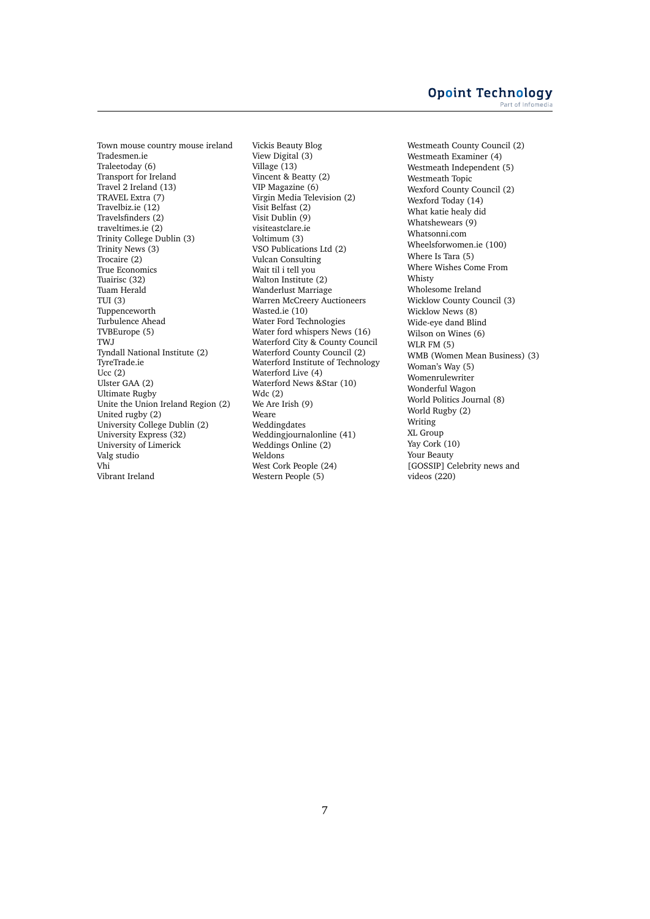Town mouse country mouse ireland
Tradesmen.ie
Traleetoday (6)
Transport for Ireland
Travel 2 Ireland (13)
TRAVEL Extra (7)
Travelbiz.ie (12)
Travelsfinders (2)
traveltimes.ie (2)
Trinity College Dublin (3)
Trinity News (3)
Trocaire (2)
True Economics
Tuairisc (32)
Tuam Herald
TUI (3)
Tuppenceworth
Turbulence Ahead
TVBEurope (5)
TWJ
Tyndall National Institute (2)
TyreTrade.ie
Ucc (2)
Ulster GAA (2)
Ultimate Rugby
Unite the Union Ireland Region (2)
United rugby (2)
University College Dublin (2)
University Express (32)
University of Limerick
Valg studio
Vhi
Vibrant Ireland
Vickis Beauty Blog
View Digital (3)
Village (13)
Vincent & Beatty (2)
VIP Magazine (6)
Virgin Media Television (2)
Visit Belfast (2)
Visit Dublin (9)
visiteastclare.ie
Voltimum (3)
VSO Publications Ltd (2)
Vulcan Consulting
Wait til i tell you
Walton Institute (2)
Wanderlust Marriage
Warren McCreery Auctioneers
Wasted.ie (10)
Water Ford Technologies
Water ford whispers News (16)
Waterford City & County Council
Waterford County Council (2)
Waterford Institute of Technology
Waterford Live (4)
Waterford News &Star (10)
Wdc (2)
We Are Irish (9)
Weare
Weddingdates
Weddingjournalonline (41)
Weddings Online (2)
Weldons
West Cork People (24)
Western People (5)
Westmeath County Council (2)
Westmeath Examiner (4)
Westmeath Independent (5)
Westmeath Topic
Wexford County Council (2)
Wexford Today (14)
What katie healy did
Whatshewears (9)
Whatsonni.com
Wheelsforwomen.ie (100)
Where Is Tara (5)
Where Wishes Come From
Whisty
Wholesome Ireland
Wicklow County Council (3)
Wicklow News (8)
Wide-eye dand Blind
Wilson on Wines (6)
WLR FM (5)
WMB (Women Mean Business) (3)
Woman's Way (5)
Womenrulewriter
Wonderful Wagon
World Politics Journal (8)
World Rugby (2)
Writing
XL Group
Yay Cork (10)
Your Beauty
[GOSSIP] Celebrity news and videos (220)